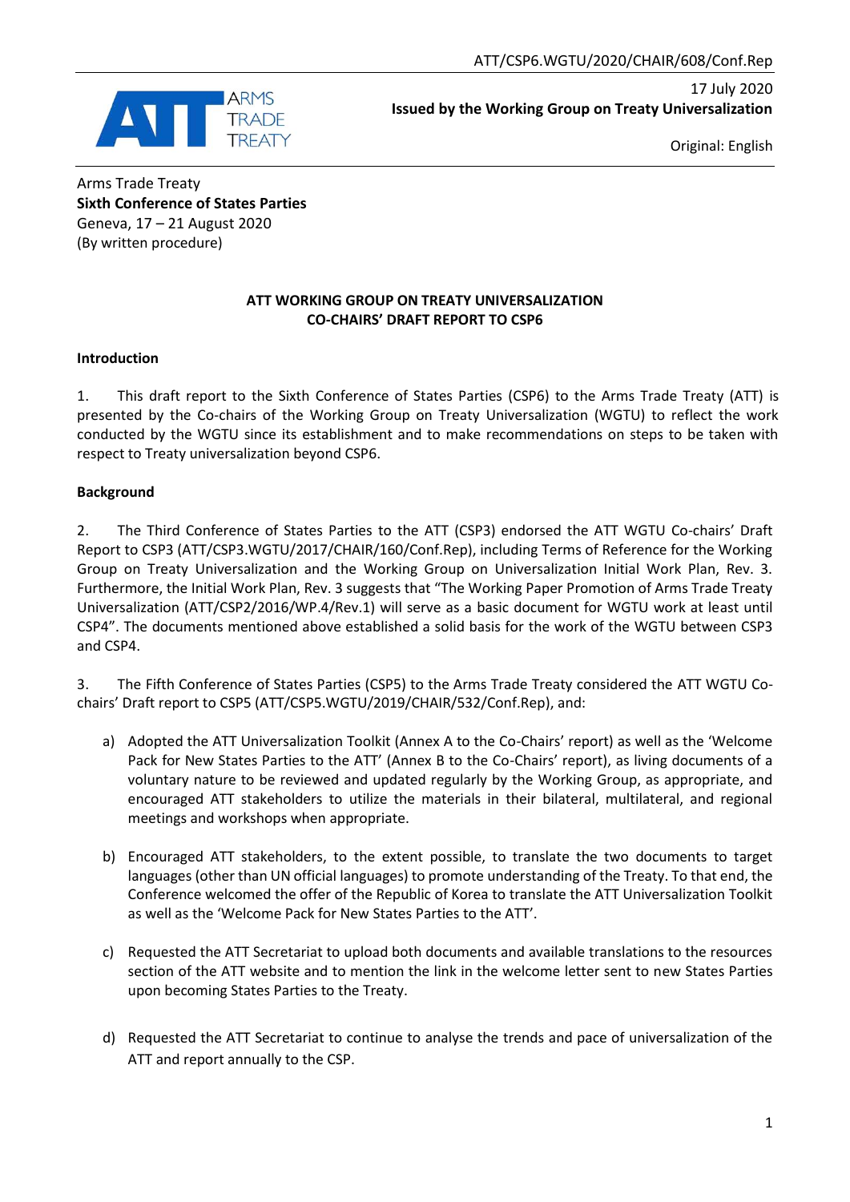ATT/CSP6.WGTU/2020/CHAIR/608/Conf.Rep

17 July 2020
**Issued by the Working Group on Treaty Universalization**

Original: English

Arms Trade Treaty
**Sixth Conference of States Parties**
Geneva, 17 – 21 August 2020
(By written procedure)

**ATT WORKING GROUP ON TREATY UNIVERSALIZATION**
**CO-CHAIRS' DRAFT REPORT TO CSP6**

**Introduction**

1. This draft report to the Sixth Conference of States Parties (CSP6) to the Arms Trade Treaty (ATT) is presented by the Co-chairs of the Working Group on Treaty Universalization (WGTU) to reflect the work conducted by the WGTU since its establishment and to make recommendations on steps to be taken with respect to Treaty universalization beyond CSP6.

**Background**

2. The Third Conference of States Parties to the ATT (CSP3) endorsed the ATT WGTU Co-chairs' Draft Report to CSP3 (ATT/CSP3.WGTU/2017/CHAIR/160/Conf.Rep), including Terms of Reference for the Working Group on Treaty Universalization and the Working Group on Universalization Initial Work Plan, Rev. 3. Furthermore, the Initial Work Plan, Rev. 3 suggests that "The Working Paper Promotion of Arms Trade Treaty Universalization (ATT/CSP2/2016/WP.4/Rev.1) will serve as a basic document for WGTU work at least until CSP4". The documents mentioned above established a solid basis for the work of the WGTU between CSP3 and CSP4.

3. The Fifth Conference of States Parties (CSP5) to the Arms Trade Treaty considered the ATT WGTU Co-chairs' Draft report to CSP5 (ATT/CSP5.WGTU/2019/CHAIR/532/Conf.Rep), and:

a) Adopted the ATT Universalization Toolkit (Annex A to the Co-Chairs' report) as well as the 'Welcome Pack for New States Parties to the ATT' (Annex B to the Co-Chairs' report), as living documents of a voluntary nature to be reviewed and updated regularly by the Working Group, as appropriate, and encouraged ATT stakeholders to utilize the materials in their bilateral, multilateral, and regional meetings and workshops when appropriate.

b) Encouraged ATT stakeholders, to the extent possible, to translate the two documents to target languages (other than UN official languages) to promote understanding of the Treaty. To that end, the Conference welcomed the offer of the Republic of Korea to translate the ATT Universalization Toolkit as well as the 'Welcome Pack for New States Parties to the ATT'.

c) Requested the ATT Secretariat to upload both documents and available translations to the resources section of the ATT website and to mention the link in the welcome letter sent to new States Parties upon becoming States Parties to the Treaty.

d) Requested the ATT Secretariat to continue to analyse the trends and pace of universalization of the ATT and report annually to the CSP.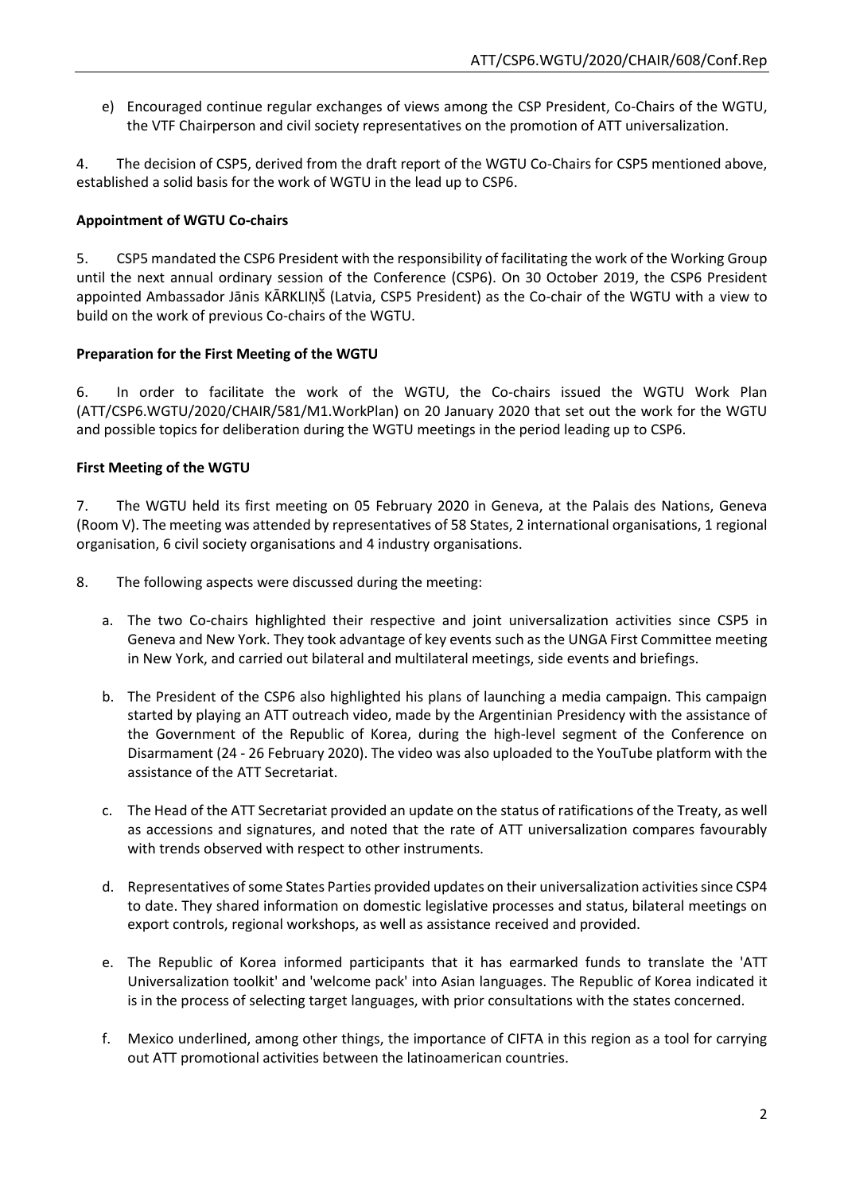e) Encouraged continue regular exchanges of views among the CSP President, Co-Chairs of the WGTU, the VTF Chairperson and civil society representatives on the promotion of ATT universalization.

4. The decision of CSP5, derived from the draft report of the WGTU Co-Chairs for CSP5 mentioned above, established a solid basis for the work of WGTU in the lead up to CSP6.

**Appointment of WGTU Co-chairs**

5. CSP5 mandated the CSP6 President with the responsibility of facilitating the work of the Working Group until the next annual ordinary session of the Conference (CSP6). On 30 October 2019, the CSP6 President appointed Ambassador Jānis KĀRKLIŅŠ (Latvia, CSP5 President) as the Co-chair of the WGTU with a view to build on the work of previous Co-chairs of the WGTU.

**Preparation for the First Meeting of the WGTU**

6. In order to facilitate the work of the WGTU, the Co-chairs issued the WGTU Work Plan (ATT/CSP6.WGTU/2020/CHAIR/581/M1.WorkPlan) on 20 January 2020 that set out the work for the WGTU and possible topics for deliberation during the WGTU meetings in the period leading up to CSP6.

**First Meeting of the WGTU**

7. The WGTU held its first meeting on 05 February 2020 in Geneva, at the Palais des Nations, Geneva (Room V). The meeting was attended by representatives of 58 States, 2 international organisations, 1 regional organisation, 6 civil society organisations and 4 industry organisations.

8. The following aspects were discussed during the meeting:

a. The two Co-chairs highlighted their respective and joint universalization activities since CSP5 in Geneva and New York. They took advantage of key events such as the UNGA First Committee meeting in New York, and carried out bilateral and multilateral meetings, side events and briefings.

b. The President of the CSP6 also highlighted his plans of launching a media campaign. This campaign started by playing an ATT outreach video, made by the Argentinian Presidency with the assistance of the Government of the Republic of Korea, during the high-level segment of the Conference on Disarmament (24 - 26 February 2020). The video was also uploaded to the YouTube platform with the assistance of the ATT Secretariat.

c. The Head of the ATT Secretariat provided an update on the status of ratifications of the Treaty, as well as accessions and signatures, and noted that the rate of ATT universalization compares favourably with trends observed with respect to other instruments.

d. Representatives of some States Parties provided updates on their universalization activities since CSP4 to date. They shared information on domestic legislative processes and status, bilateral meetings on export controls, regional workshops, as well as assistance received and provided.

e. The Republic of Korea informed participants that it has earmarked funds to translate the 'ATT Universalization toolkit' and 'welcome pack' into Asian languages. The Republic of Korea indicated it is in the process of selecting target languages, with prior consultations with the states concerned.

f. Mexico underlined, among other things, the importance of CIFTA in this region as a tool for carrying out ATT promotional activities between the latinoamerican countries.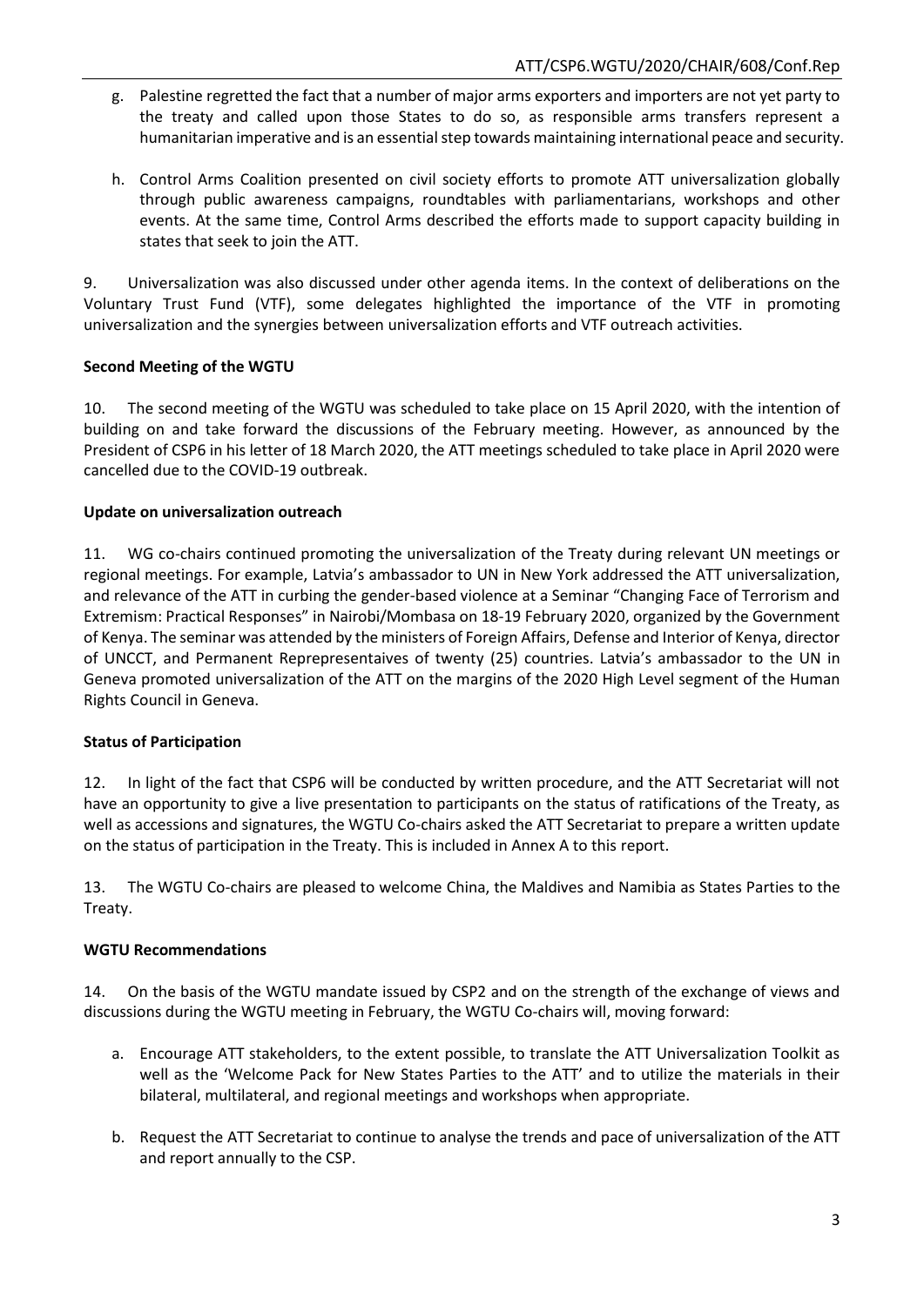g. Palestine regretted the fact that a number of major arms exporters and importers are not yet party to the treaty and called upon those States to do so, as responsible arms transfers represent a humanitarian imperative and is an essential step towards maintaining international peace and security.

h. Control Arms Coalition presented on civil society efforts to promote ATT universalization globally through public awareness campaigns, roundtables with parliamentarians, workshops and other events. At the same time, Control Arms described the efforts made to support capacity building in states that seek to join the ATT.

9. Universalization was also discussed under other agenda items. In the context of deliberations on the Voluntary Trust Fund (VTF), some delegates highlighted the importance of the VTF in promoting universalization and the synergies between universalization efforts and VTF outreach activities.

**Second Meeting of the WGTU**

10. The second meeting of the WGTU was scheduled to take place on 15 April 2020, with the intention of building on and take forward the discussions of the February meeting. However, as announced by the President of CSP6 in his letter of 18 March 2020, the ATT meetings scheduled to take place in April 2020 were cancelled due to the COVID-19 outbreak.

**Update on universalization outreach**

11. WG co-chairs continued promoting the universalization of the Treaty during relevant UN meetings or regional meetings. For example, Latvia's ambassador to UN in New York addressed the ATT universalization, and relevance of the ATT in curbing the gender-based violence at a Seminar "Changing Face of Terrorism and Extremism: Practical Responses" in Nairobi/Mombasa on 18-19 February 2020, organized by the Government of Kenya. The seminar was attended by the ministers of Foreign Affairs, Defense and Interior of Kenya, director of UNCCT, and Permanent Reprepresentaives of twenty (25) countries. Latvia's ambassador to the UN in Geneva promoted universalization of the ATT on the margins of the 2020 High Level segment of the Human Rights Council in Geneva.

**Status of Participation**

12. In light of the fact that CSP6 will be conducted by written procedure, and the ATT Secretariat will not have an opportunity to give a live presentation to participants on the status of ratifications of the Treaty, as well as accessions and signatures, the WGTU Co-chairs asked the ATT Secretariat to prepare a written update on the status of participation in the Treaty. This is included in Annex A to this report.

13. The WGTU Co-chairs are pleased to welcome China, the Maldives and Namibia as States Parties to the Treaty.

**WGTU Recommendations**

14. On the basis of the WGTU mandate issued by CSP2 and on the strength of the exchange of views and discussions during the WGTU meeting in February, the WGTU Co-chairs will, moving forward:

a. Encourage ATT stakeholders, to the extent possible, to translate the ATT Universalization Toolkit as well as the 'Welcome Pack for New States Parties to the ATT' and to utilize the materials in their bilateral, multilateral, and regional meetings and workshops when appropriate.

b. Request the ATT Secretariat to continue to analyse the trends and pace of universalization of the ATT and report annually to the CSP.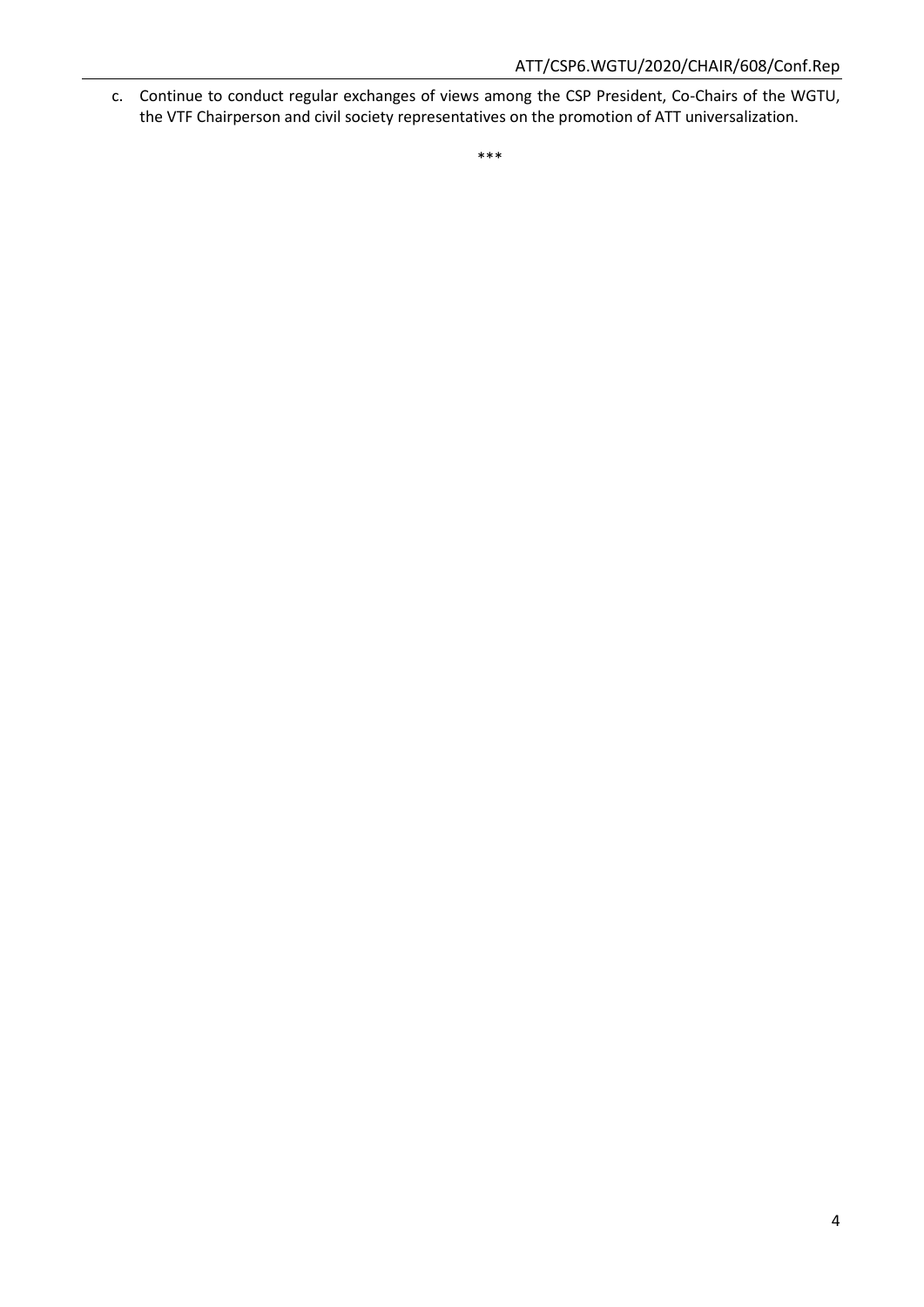c. Continue to conduct regular exchanges of views among the CSP President, Co-Chairs of the WGTU, the VTF Chairperson and civil society representatives on the promotion of ATT universalization.

***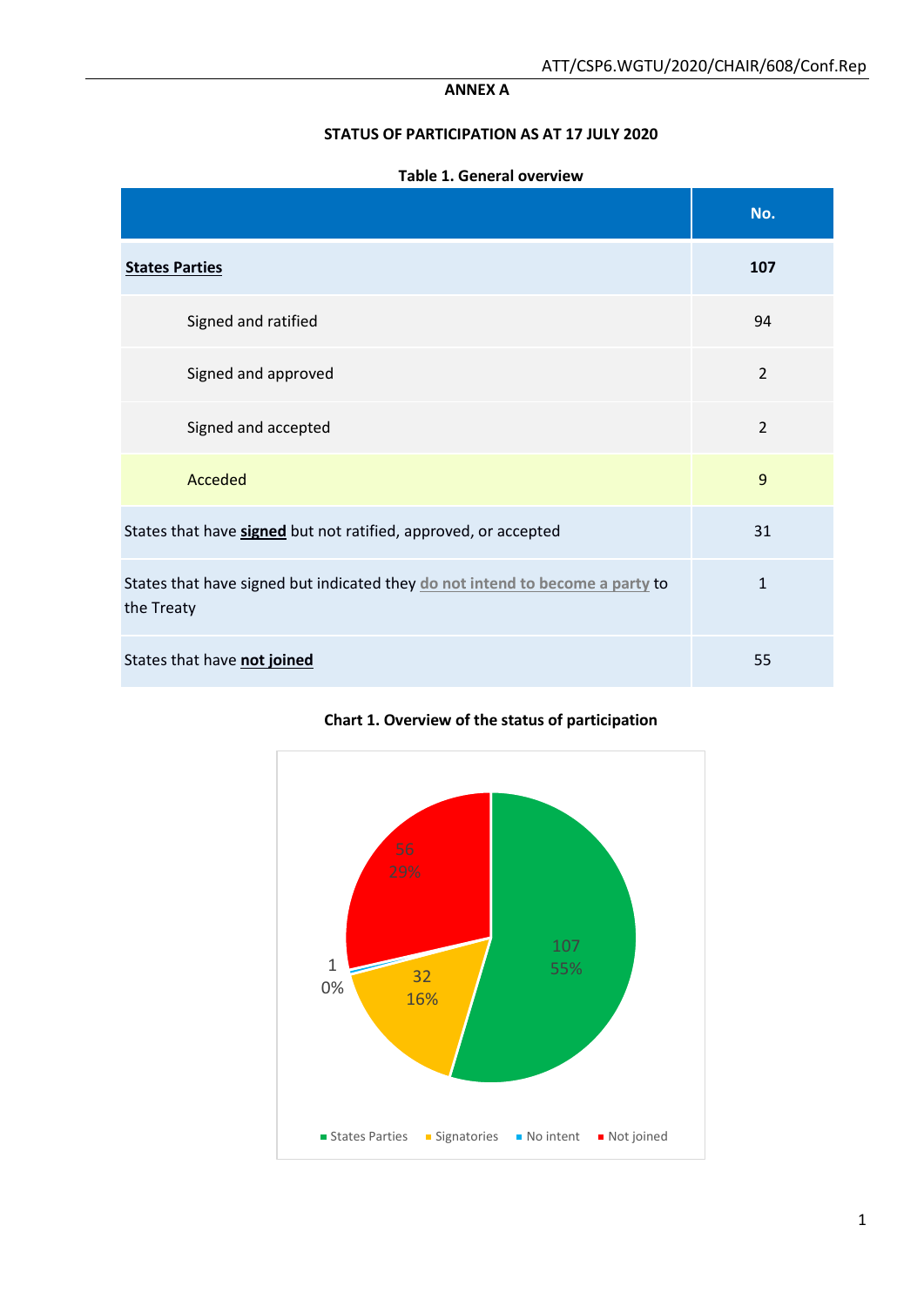## ANNEX A

### STATUS OF PARTICIPATION AS AT 17 JULY 2020

**Table 1. General overview**

| | No. |
|---|---|
| **States Parties** | **107** |
| Signed and ratified | 94 |
| Signed and approved | 2 |
| Signed and accepted | 2 |
| Acceded | 9 |
| States that have **signed** but not ratified, approved, or accepted | 31 |
| States that have signed but indicated they do not intend to become a party to the Treaty | 1 |
| States that have **not joined** | 55 |

**Chart 1. Overview of the status of participation**

States Parties: 107 (55%)
Signatories: 32 (16%)
No intent: 1 (0%)
Not joined: 56 (29%)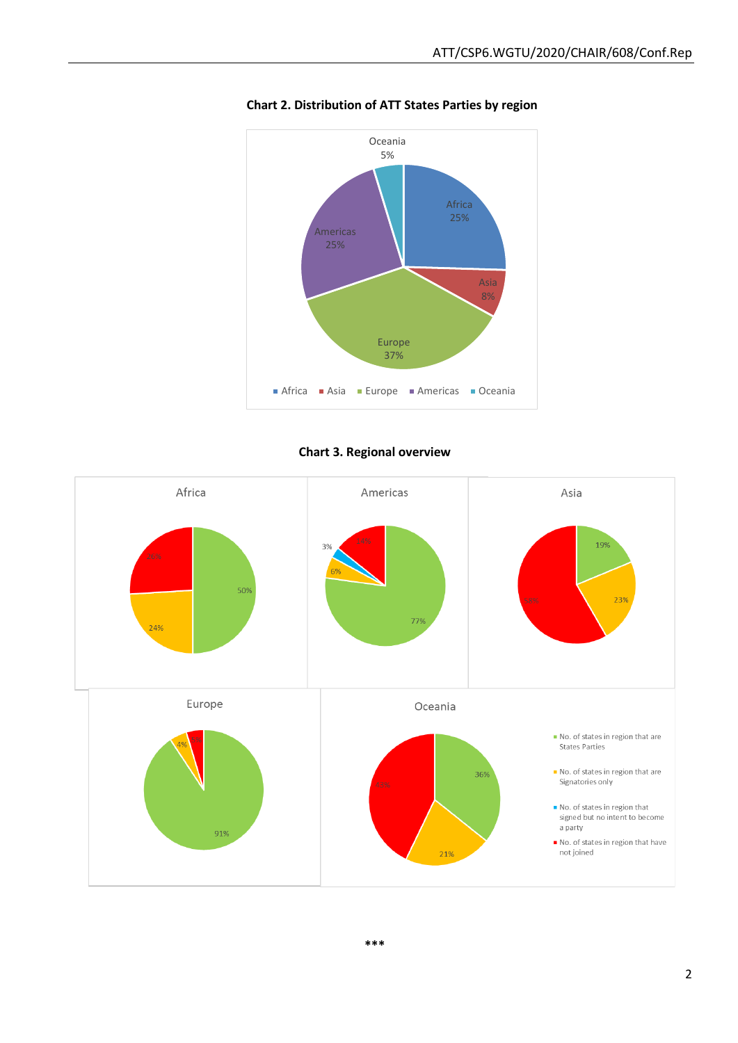**Chart 2. Distribution of ATT States Parties by region**

Oceania
5%

Africa
25%

Americas
25%

Asia
8%

Europe
37%

Africa Asia Europe Americas Oceania

**Chart 3. Regional overview**

Africa

26%

50%

24%

Americas

3%

14%

6%

77%

Asia

19%

58%

23%

Europe

4%

5%

91%

Oceania

36%

43%

21%

No. of states in region that are States Parties

No. of states in region that are Signatories only

No. of states in region that signed but no intent to become a party

No. of states in region that have not joined

***